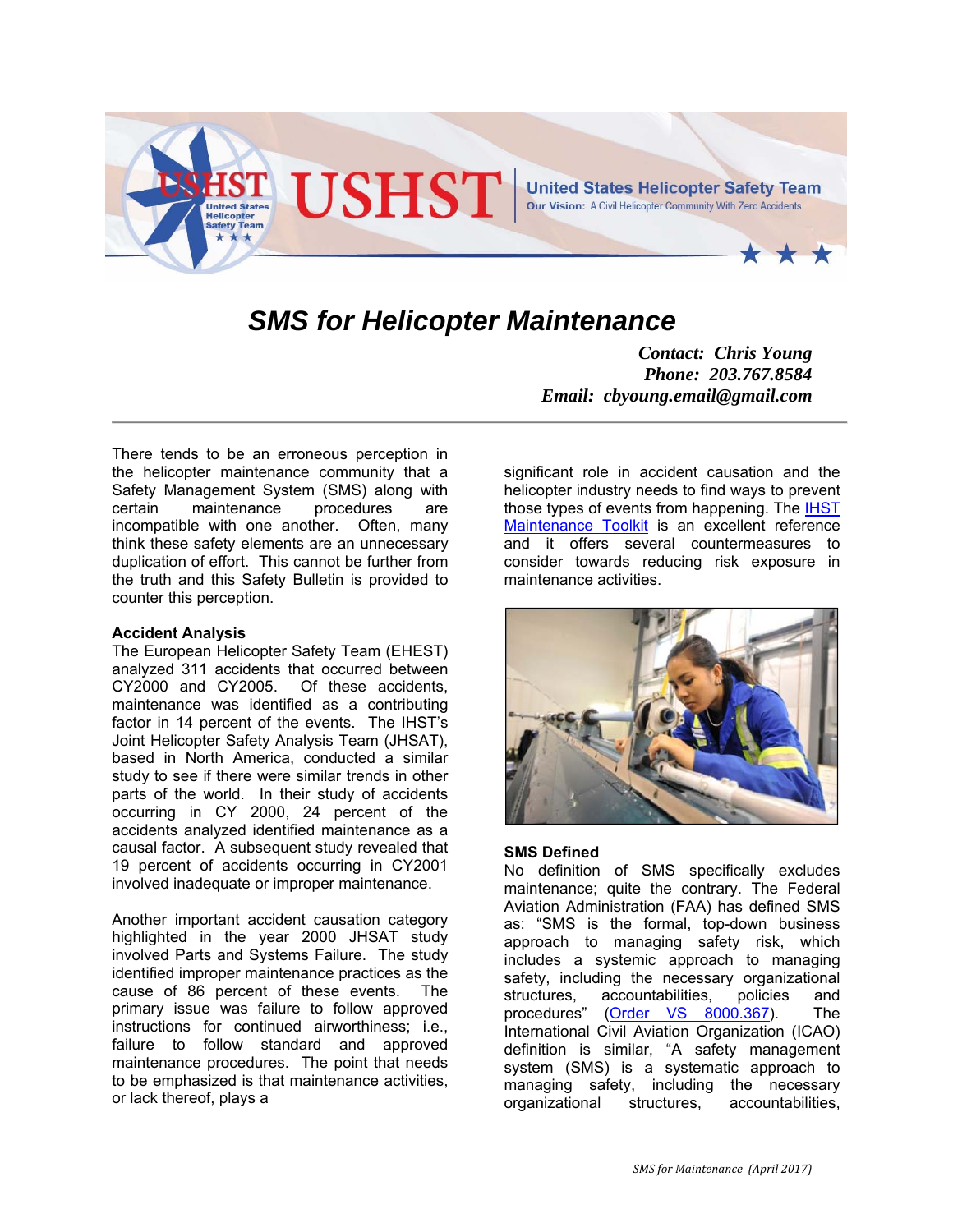# SMS for Helicopter Maintenance

***Contact: Chris Young***
***Phone: 203.767.8584***
***Email: cbyoung.email@gmail.com***

---

There tends to be an erroneous perception in the helicopter maintenance community that a Safety Management System (SMS) along with certain maintenance procedures are incompatible with one another. Often, many think these safety elements are an unnecessary duplication of effort. This cannot be further from the truth and this Safety Bulletin is provided to counter this perception.

**Accident Analysis**

The European Helicopter Safety Team (EHEST) analyzed 311 accidents that occurred between CY2000 and CY2005. Of these accidents, maintenance was identified as a contributing factor in 14 percent of the events. The IHST's Joint Helicopter Safety Analysis Team (JHSAT), based in North America, conducted a similar study to see if there were similar trends in other parts of the world. In their study of accidents occurring in CY 2000, 24 percent of the accidents analyzed identified maintenance as a causal factor. A subsequent study revealed that 19 percent of accidents occurring in CY2001 involved inadequate or improper maintenance.

Another important accident causation category highlighted in the year 2000 JHSAT study involved Parts and Systems Failure. The study identified improper maintenance practices as the cause of 86 percent of these events. The primary issue was failure to follow approved instructions for continued airworthiness; i.e., failure to follow standard and approved maintenance procedures. The point that needs to be emphasized is that maintenance activities, or lack thereof, plays a significant role in accident causation and the helicopter industry needs to find ways to prevent those types of events from happening. The IHST Maintenance Toolkit is an excellent reference and it offers several countermeasures to consider towards reducing risk exposure in maintenance activities.

**SMS Defined**

No definition of SMS specifically excludes maintenance; quite the contrary. The Federal Aviation Administration (FAA) has defined SMS as: "SMS is the formal, top-down business approach to managing safety risk, which includes a systemic approach to managing safety, including the necessary organizational structures, accountabilities, policies and procedures" (Order VS 8000.367). The International Civil Aviation Organization (ICAO) definition is similar, "A safety management system (SMS) is a systematic approach to managing safety, including the necessary organizational structures, accountabilities,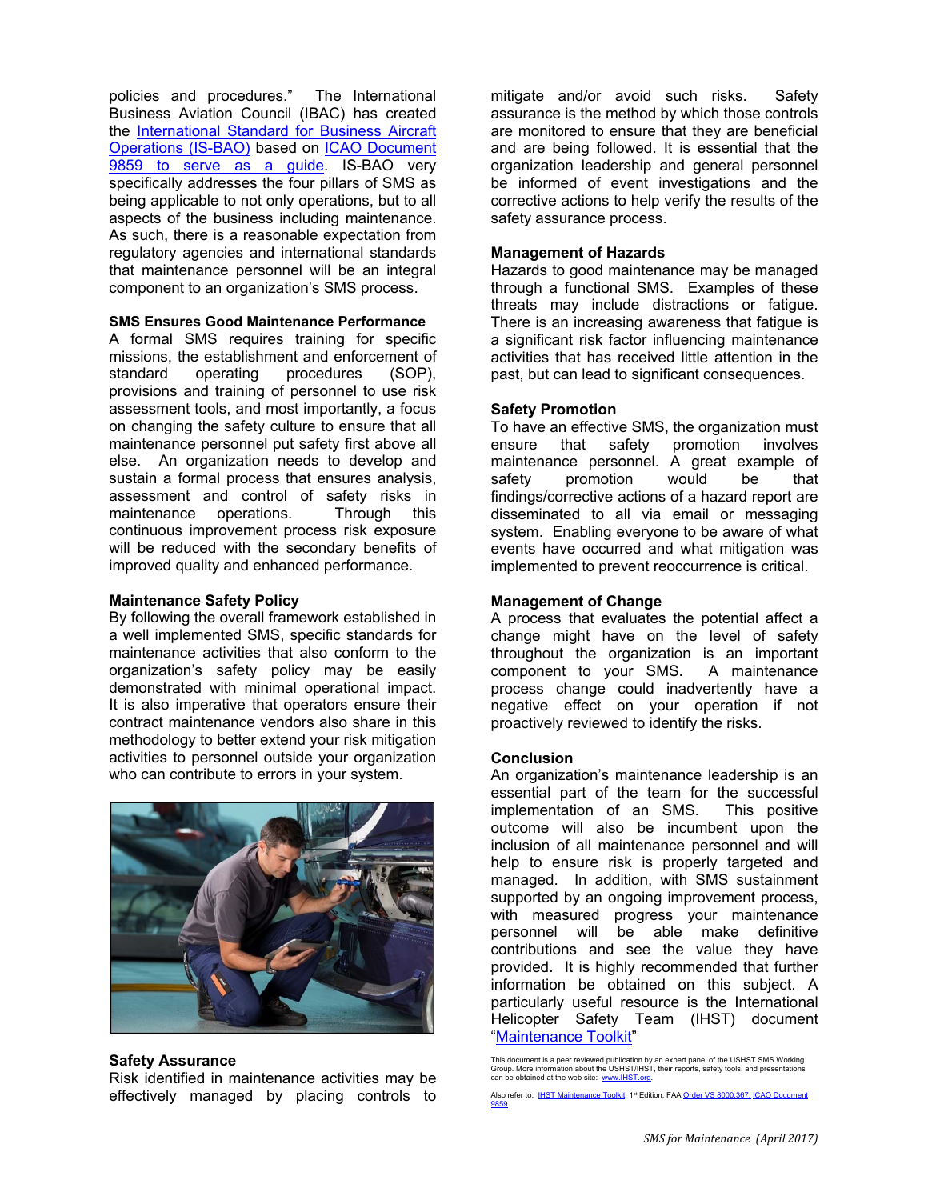policies and procedures." The International Business Aviation Council (IBAC) has created the International Standard for Business Aircraft Operations (IS-BAO) based on ICAO Document 9859 to serve as a guide. IS-BAO very specifically addresses the four pillars of SMS as being applicable to not only operations, but to all aspects of the business including maintenance. As such, there is a reasonable expectation from regulatory agencies and international standards that maintenance personnel will be an integral component to an organization's SMS process.

**SMS Ensures Good Maintenance Performance**

A formal SMS requires training for specific missions, the establishment and enforcement of standard operating procedures (SOP), provisions and training of personnel to use risk assessment tools, and most importantly, a focus on changing the safety culture to ensure that all maintenance personnel put safety first above all else. An organization needs to develop and sustain a formal process that ensures analysis, assessment and control of safety risks in maintenance operations. Through this continuous improvement process risk exposure will be reduced with the secondary benefits of improved quality and enhanced performance.

**Maintenance Safety Policy**

By following the overall framework established in a well implemented SMS, specific standards for maintenance activities that also conform to the organization's safety policy may be easily demonstrated with minimal operational impact. It is also imperative that operators ensure their contract maintenance vendors also share in this methodology to better extend your risk mitigation activities to personnel outside your organization who can contribute to errors in your system.

**Safety Assurance**

Risk identified in maintenance activities may be effectively managed by placing controls to mitigate and/or avoid such risks. Safety assurance is the method by which those controls are monitored to ensure that they are beneficial and are being followed. It is essential that the organization leadership and general personnel be informed of event investigations and the corrective actions to help verify the results of the safety assurance process.

**Management of Hazards**

Hazards to good maintenance may be managed through a functional SMS. Examples of these threats may include distractions or fatigue. There is an increasing awareness that fatigue is a significant risk factor influencing maintenance activities that has received little attention in the past, but can lead to significant consequences.

**Safety Promotion**

To have an effective SMS, the organization must ensure that safety promotion involves maintenance personnel. A great example of safety promotion would be that findings/corrective actions of a hazard report are disseminated to all via email or messaging system. Enabling everyone to be aware of what events have occurred and what mitigation was implemented to prevent reoccurrence is critical.

**Management of Change**

A process that evaluates the potential affect a change might have on the level of safety throughout the organization is an important component to your SMS. A maintenance process change could inadvertently have a negative effect on your operation if not proactively reviewed to identify the risks.

**Conclusion**

An organization's maintenance leadership is an essential part of the team for the successful implementation of an SMS. This positive outcome will also be incumbent upon the inclusion of all maintenance personnel and will help to ensure risk is properly targeted and managed. In addition, with SMS sustainment supported by an ongoing improvement process, with measured progress your maintenance personnel will be able make definitive contributions and see the value they have provided. It is highly recommended that further information be obtained on this subject. A particularly useful resource is the International Helicopter Safety Team (IHST) document "Maintenance Toolkit"

This document is a peer reviewed publication by an expert panel of the USHST SMS Working Group. More information about the USHST/IHST, their reports, safety tools, and presentations can be obtained at the web site: www.IHST.org.

Also refer to: IHST Maintenance Toolkit, 1st Edition; FAA Order VS 8000.367; ICAO Document 9859